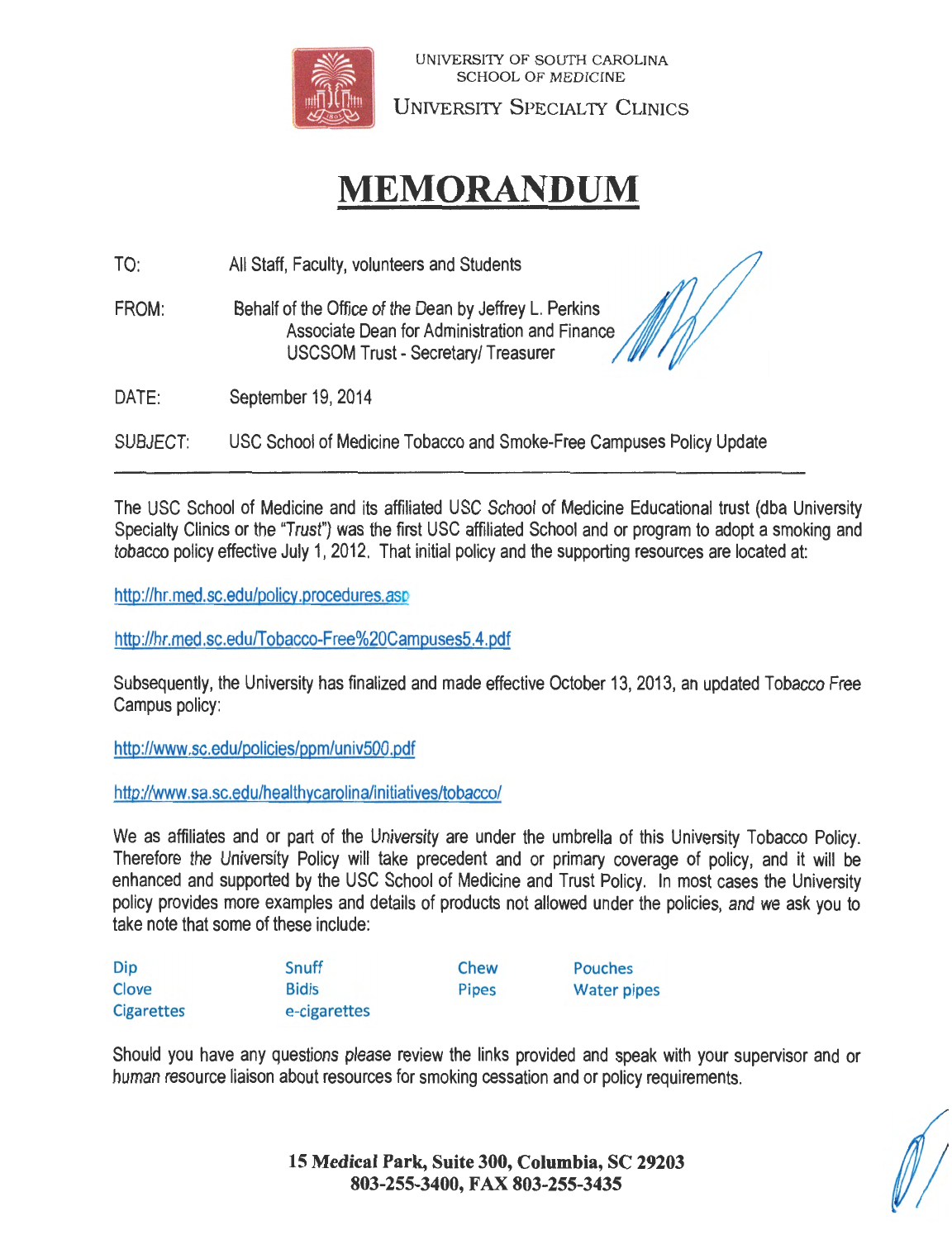UNIVERSITY OF SOUTH CAROLINA
SCHOOL OF MEDICINE

UNIVERSITY SPECIALTY CLINICS

# MEMORANDUM

TO: All Staff, Faculty, volunteers and Students

FROM: Behalf of the Office of the Dean by Jeffrey L. Perkins
Associate Dean for Administration and Finance
USCSOM Trust - Secretary/ Treasurer

DATE: September 19, 2014

SUBJECT: USC School of Medicine Tobacco and Smoke-Free Campuses Policy Update

---

The USC School of Medicine and its affiliated USC School of Medicine Educational trust (dba University Specialty Clinics or the "Trust") was the first USC affiliated School and or program to adopt a smoking and tobacco policy effective July 1, 2012. That initial policy and the supporting resources are located at:

http://hr.med.sc.edu/policy.procedures.asp

http://hr.med.sc.edu/Tobacco-Free%20Campuses5.4.pdf

Subsequently, the University has finalized and made effective October 13, 2013, an updated Tobacco Free Campus policy:

http://www.sc.edu/policies/ppm/univ500.pdf

http://www.sa.sc.edu/healthycarolina/initiatives/tobacco/

We as affiliates and or part of the University are under the umbrella of this University Tobacco Policy. Therefore the University Policy will take precedent and or primary coverage of policy, and it will be enhanced and supported by the USC School of Medicine and Trust Policy. In most cases the University policy provides more examples and details of products not allowed under the policies, and we ask you to take note that some of these include:

| | | | |
|---|---|---|---|
| Dip | Snuff | Chew | Pouches |
| Clove | Bidis | Pipes | Water pipes |
| Cigarettes | e-cigarettes | | |

Should you have any questions please review the links provided and speak with your supervisor and or human resource liaison about resources for smoking cessation and or policy requirements.

**15 Medical Park, Suite 300, Columbia, SC 29203**
**803-255-3400, FAX 803-255-3435**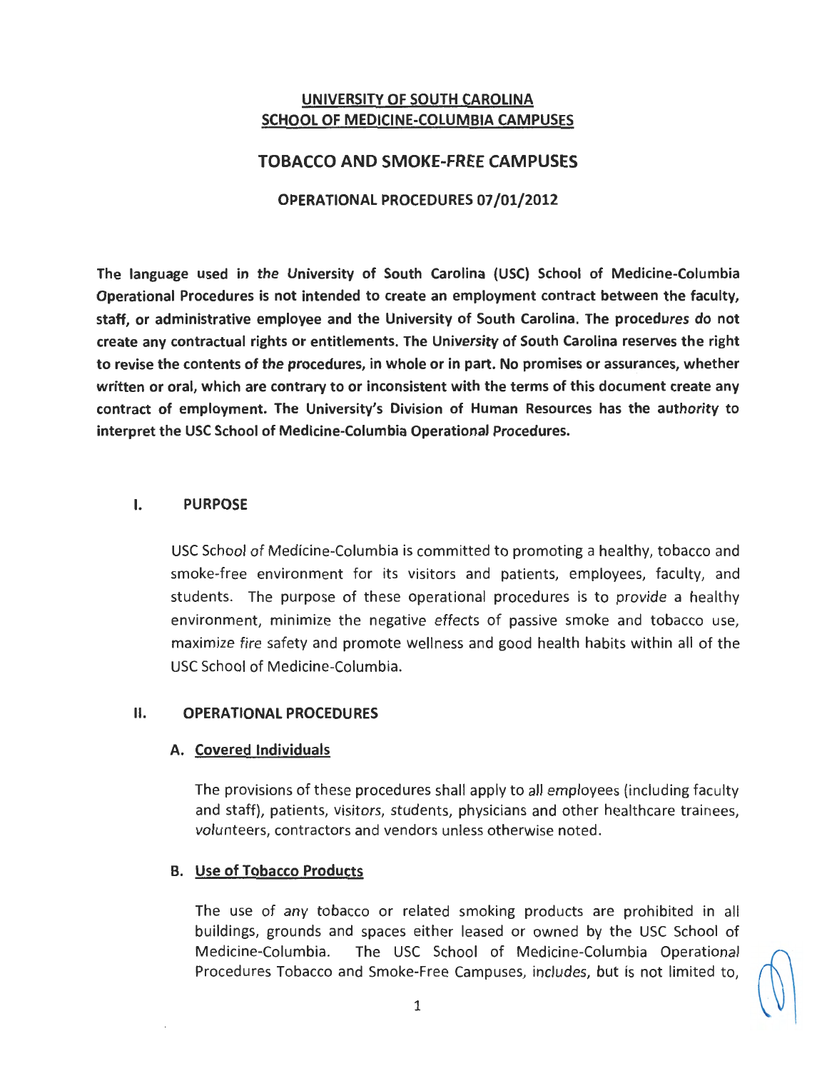**UNIVERSITY OF SOUTH CAROLINA**
**SCHOOL OF MEDICINE-COLUMBIA CAMPUSES**

# TOBACCO AND SMOKE-FREE CAMPUSES

**OPERATIONAL PROCEDURES 07/01/2012**

**The language used in the University of South Carolina (USC) School of Medicine-Columbia Operational Procedures is not intended to create an employment contract between the faculty, staff, or administrative employee and the University of South Carolina. The procedures do not create any contractual rights or entitlements. The University of South Carolina reserves the right to revise the contents of the procedures, in whole or in part. No promises or assurances, whether written or oral, which are contrary to or inconsistent with the terms of this document create any contract of employment. The University's Division of Human Resources has the authority to interpret the USC School of Medicine-Columbia Operational Procedures.**

## I. PURPOSE

USC School of Medicine-Columbia is committed to promoting a healthy, tobacco and smoke-free environment for its visitors and patients, employees, faculty, and students. The purpose of these operational procedures is to provide a healthy environment, minimize the negative effects of passive smoke and tobacco use, maximize fire safety and promote wellness and good health habits within all of the USC School of Medicine-Columbia.

## II. OPERATIONAL PROCEDURES

### A. Covered Individuals

The provisions of these procedures shall apply to all employees (including faculty and staff), patients, visitors, students, physicians and other healthcare trainees, volunteers, contractors and vendors unless otherwise noted.

### B. Use of Tobacco Products

The use of any tobacco or related smoking products are prohibited in all buildings, grounds and spaces either leased or owned by the USC School of Medicine-Columbia. The USC School of Medicine-Columbia Operational Procedures Tobacco and Smoke-Free Campuses, includes, but is not limited to,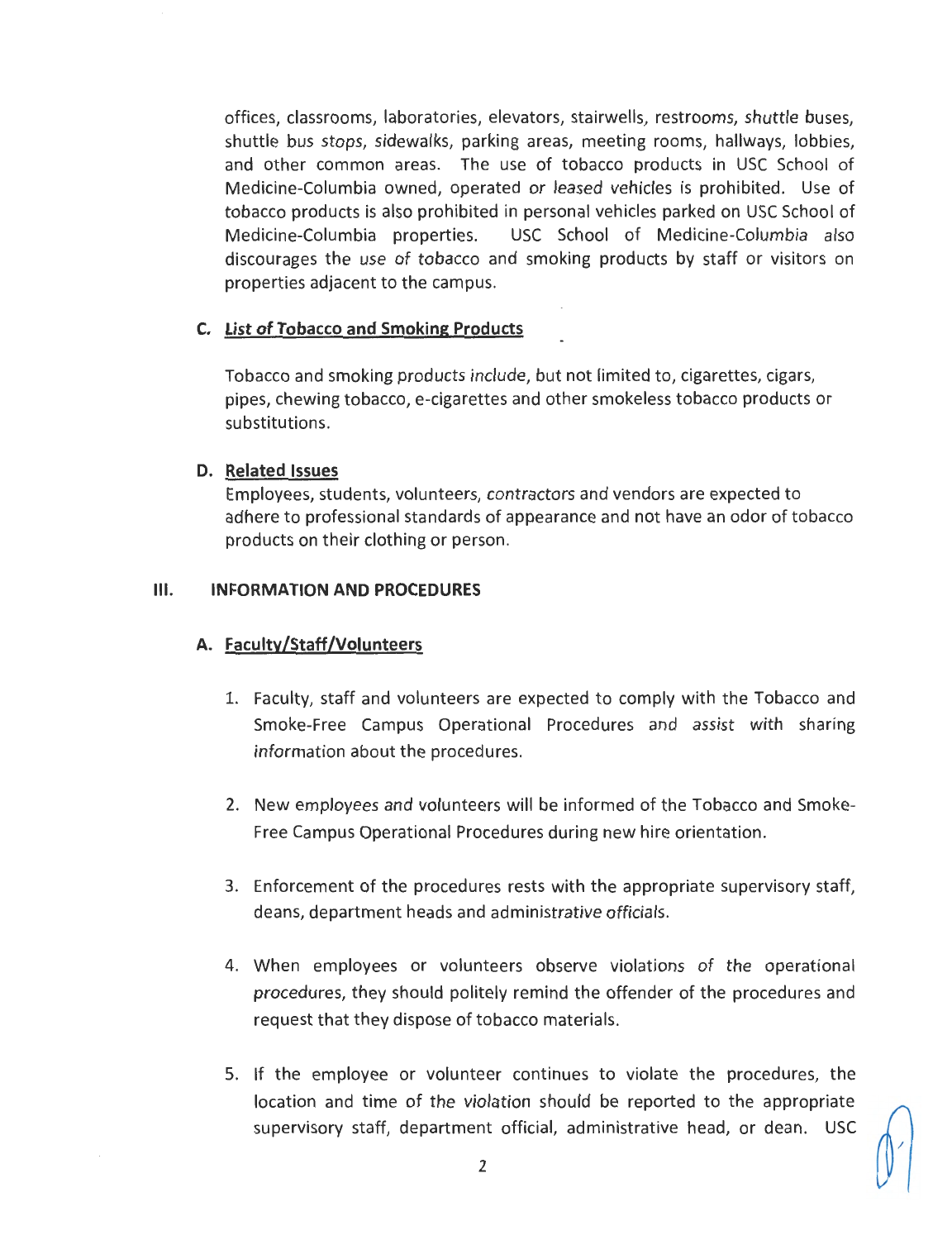offices, classrooms, laboratories, elevators, stairwells, restrooms, shuttle buses, shuttle bus stops, sidewalks, parking areas, meeting rooms, hallways, lobbies, and other common areas. The use of tobacco products in USC School of Medicine-Columbia owned, operated or leased vehicles is prohibited. Use of tobacco products is also prohibited in personal vehicles parked on USC School of Medicine-Columbia properties. USC School of Medicine-Columbia also discourages the use of tobacco and smoking products by staff or visitors on properties adjacent to the campus.

### C. List of Tobacco and Smoking Products

Tobacco and smoking products include, but not limited to, cigarettes, cigars, pipes, chewing tobacco, e-cigarettes and other smokeless tobacco products or substitutions.

### D. Related Issues

Employees, students, volunteers, contractors and vendors are expected to adhere to professional standards of appearance and not have an odor of tobacco products on their clothing or person.

## III. INFORMATION AND PROCEDURES

### A. Faculty/Staff/Volunteers

1. Faculty, staff and volunteers are expected to comply with the Tobacco and Smoke-Free Campus Operational Procedures and assist with sharing information about the procedures.

2. New employees and volunteers will be informed of the Tobacco and Smoke-Free Campus Operational Procedures during new hire orientation.

3. Enforcement of the procedures rests with the appropriate supervisory staff, deans, department heads and administrative officials.

4. When employees or volunteers observe violations of the operational procedures, they should politely remind the offender of the procedures and request that they dispose of tobacco materials.

5. If the employee or volunteer continues to violate the procedures, the location and time of the violation should be reported to the appropriate supervisory staff, department official, administrative head, or dean. USC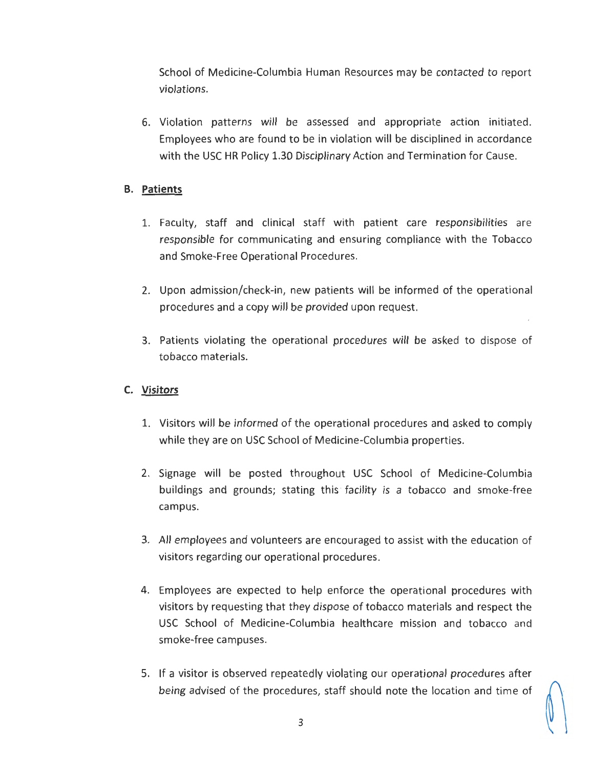School of Medicine-Columbia Human Resources may be contacted to report violations.

6. Violation patterns will be assessed and appropriate action initiated. Employees who are found to be in violation will be disciplined in accordance with the USC HR Policy 1.30 Disciplinary Action and Termination for Cause.

**B. Patients**

1. Faculty, staff and clinical staff with patient care responsibilities are responsible for communicating and ensuring compliance with the Tobacco and Smoke-Free Operational Procedures.

2. Upon admission/check-in, new patients will be informed of the operational procedures and a copy will be provided upon request.

3. Patients violating the operational procedures will be asked to dispose of tobacco materials.

**C. Visitors**

1. Visitors will be informed of the operational procedures and asked to comply while they are on USC School of Medicine-Columbia properties.

2. Signage will be posted throughout USC School of Medicine-Columbia buildings and grounds; stating this facility is a tobacco and smoke-free campus.

3. All employees and volunteers are encouraged to assist with the education of visitors regarding our operational procedures.

4. Employees are expected to help enforce the operational procedures with visitors by requesting that they dispose of tobacco materials and respect the USC School of Medicine-Columbia healthcare mission and tobacco and smoke-free campuses.

5. If a visitor is observed repeatedly violating our operational procedures after being advised of the procedures, staff should note the location and time of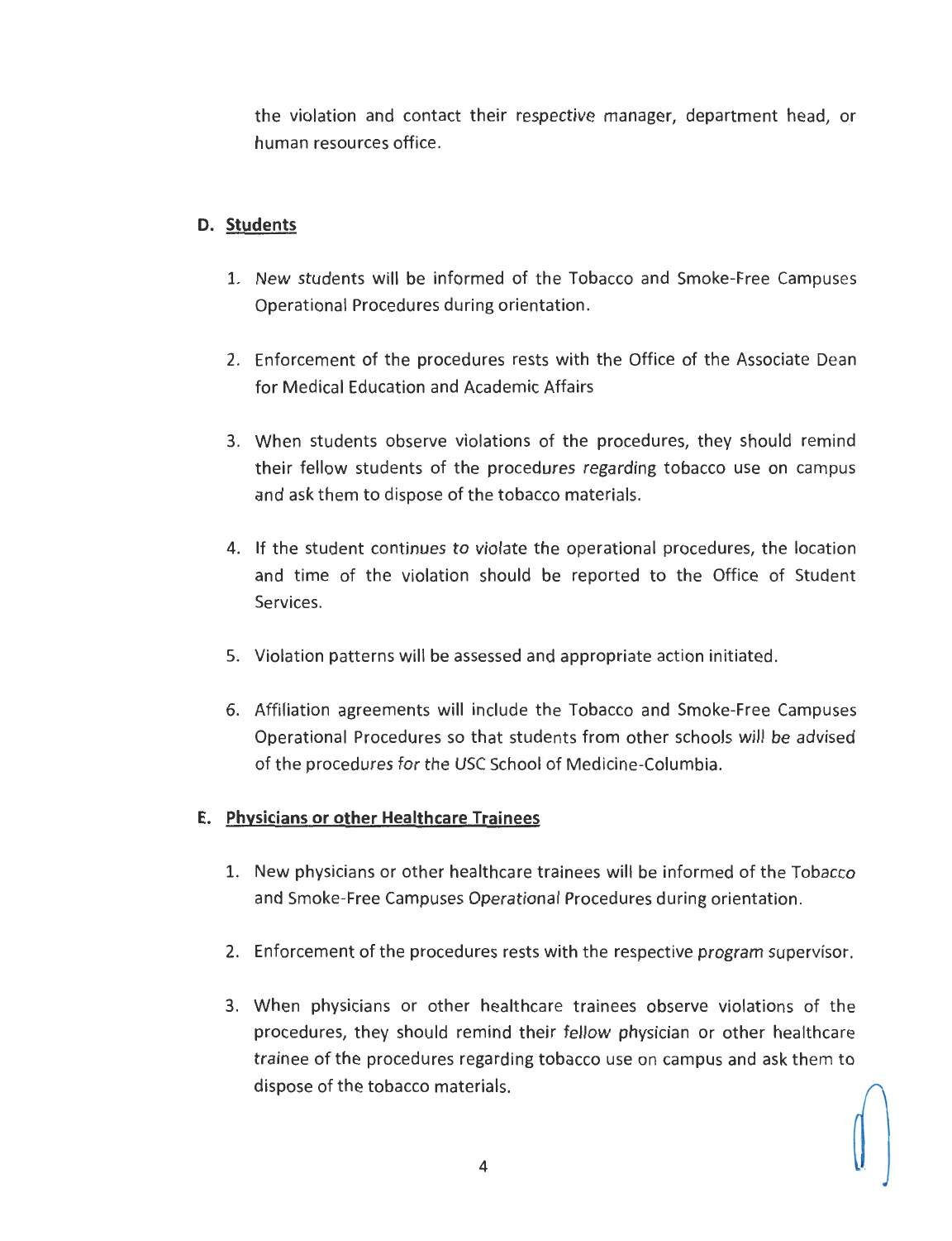the violation and contact their respective manager, department head, or human resources office.

**D. Students**

1. New students will be informed of the Tobacco and Smoke-Free Campuses Operational Procedures during orientation.

2. Enforcement of the procedures rests with the Office of the Associate Dean for Medical Education and Academic Affairs

3. When students observe violations of the procedures, they should remind their fellow students of the procedures regarding tobacco use on campus and ask them to dispose of the tobacco materials.

4. If the student continues to violate the operational procedures, the location and time of the violation should be reported to the Office of Student Services.

5. Violation patterns will be assessed and appropriate action initiated.

6. Affiliation agreements will include the Tobacco and Smoke-Free Campuses Operational Procedures so that students from other schools will be advised of the procedures for the USC School of Medicine-Columbia.

**E. Physicians or other Healthcare Trainees**

1. New physicians or other healthcare trainees will be informed of the Tobacco and Smoke-Free Campuses Operational Procedures during orientation.

2. Enforcement of the procedures rests with the respective program supervisor.

3. When physicians or other healthcare trainees observe violations of the procedures, they should remind their fellow physician or other healthcare trainee of the procedures regarding tobacco use on campus and ask them to dispose of the tobacco materials.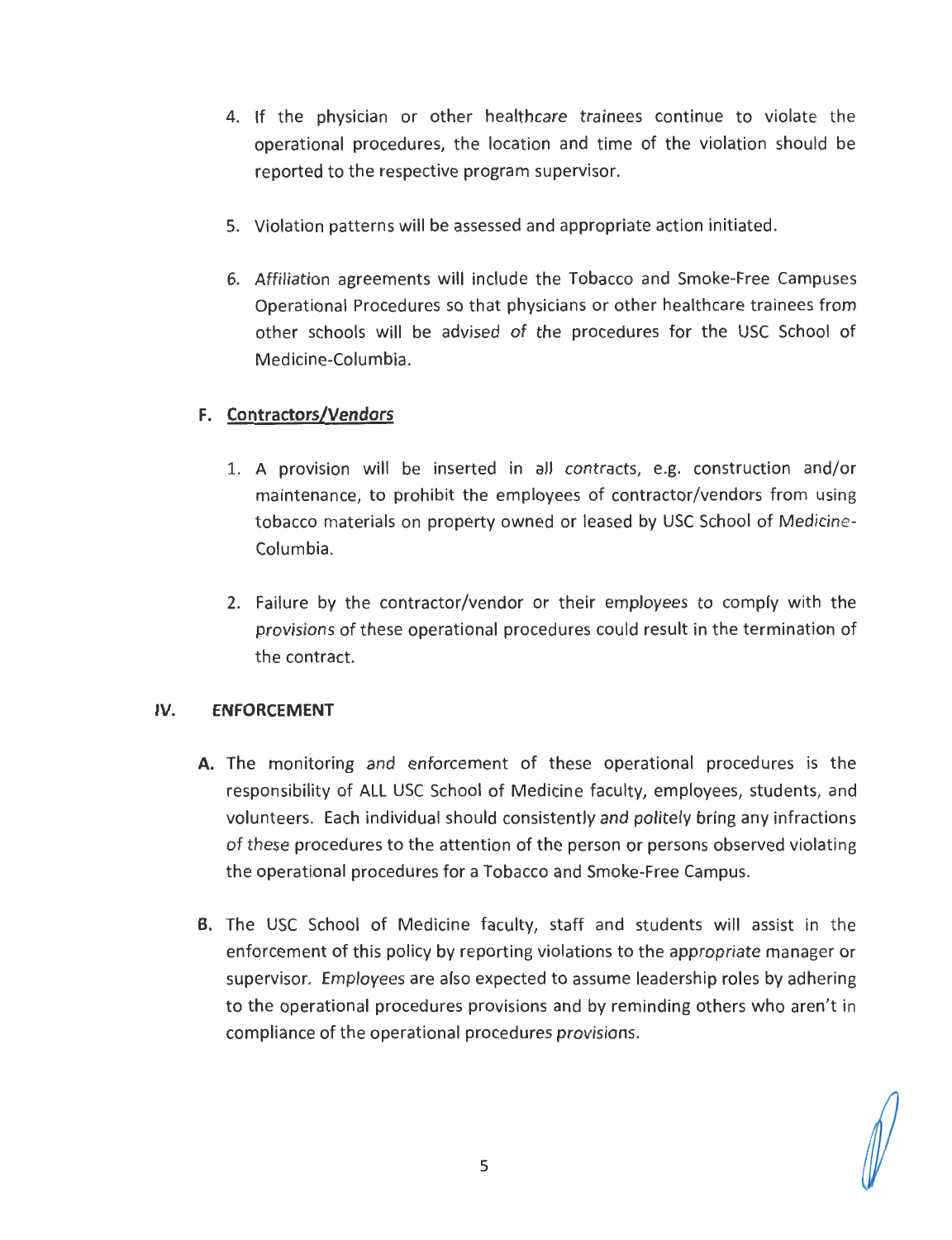4. If the physician or other healthcare trainees continue to violate the operational procedures, the location and time of the violation should be reported to the respective program supervisor.

5. Violation patterns will be assessed and appropriate action initiated.

6. Affiliation agreements will include the Tobacco and Smoke-Free Campuses Operational Procedures so that physicians or other healthcare trainees from other schools will be advised of the procedures for the USC School of Medicine-Columbia.

### F. Contractors/Vendors

1. A provision will be inserted in all contracts, e.g. construction and/or maintenance, to prohibit the employees of contractor/vendors from using tobacco materials on property owned or leased by USC School of Medicine-Columbia.

2. Failure by the contractor/vendor or their employees to comply with the provisions of these operational procedures could result in the termination of the contract.

## IV. ENFORCEMENT

**A.** The monitoring and enforcement of these operational procedures is the responsibility of ALL USC School of Medicine faculty, employees, students, and volunteers. Each individual should consistently and politely bring any infractions of these procedures to the attention of the person or persons observed violating the operational procedures for a Tobacco and Smoke-Free Campus.

**B.** The USC School of Medicine faculty, staff and students will assist in the enforcement of this policy by reporting violations to the appropriate manager or supervisor. Employees are also expected to assume leadership roles by adhering to the operational procedures provisions and by reminding others who aren't in compliance of the operational procedures provisions.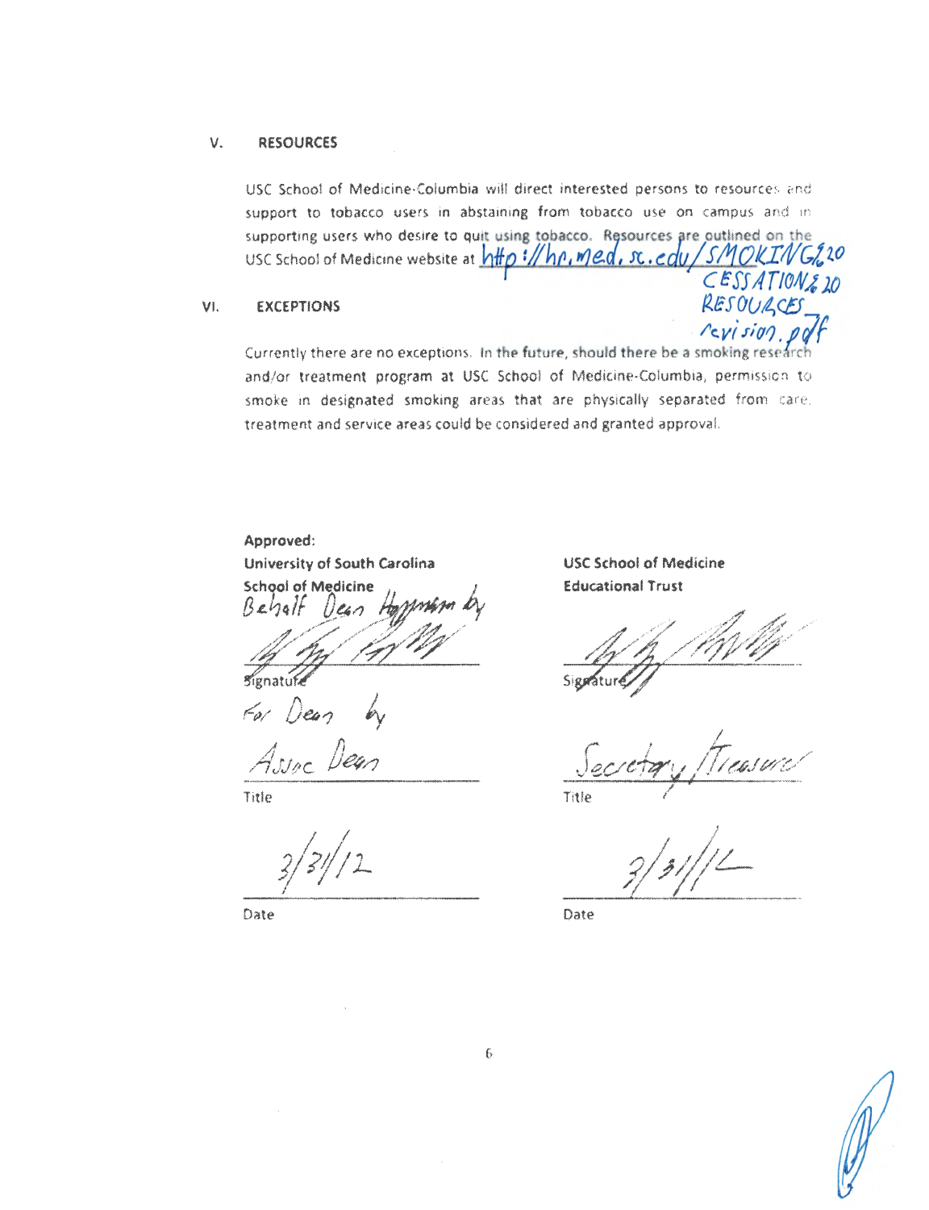## V. RESOURCES

USC School of Medicine-Columbia will direct interested persons to resources and support to tobacco users in abstaining from tobacco use on campus and in supporting users who desire to quit using tobacco. Resources are outlined on the USC School of Medicine website at http://hr.med.sc.edu/SMOKING%20CESSATION%20RESOURCES_revision.pdf

## VI. EXCEPTIONS

Currently there are no exceptions. In the future, should there be a smoking research and/or treatment program at USC School of Medicine-Columbia, permission to smoke in designated smoking areas that are physically separated from care, treatment and service areas could be considered and granted approval.

**Approved:**

| | |
|---|---|
| **University of South Carolina School of Medicine** | **USC School of Medicine Educational Trust** |
| Behalf Dean Hoffman by | |
| Signature | Signature |
| For Dean by Assoc Dean | Secretary/Treasurer |
| Title | Title |
| 3/31/12 | 3/31/12 |
| Date | Date |